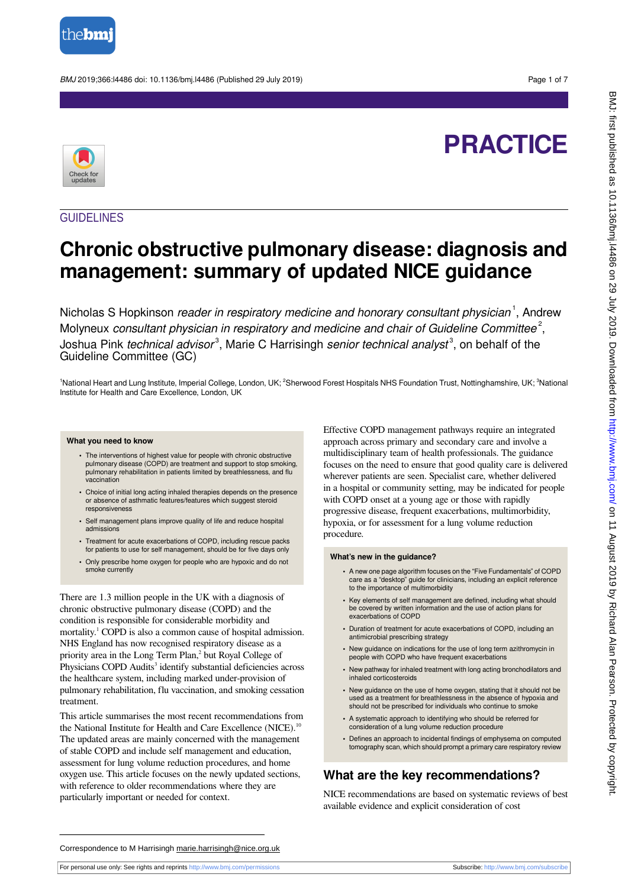PRACTICE

GUIDELINES

# Chronic obstructive pulmonary disease: diagnosis and management: summary of updated NICE guidance

Nicholas S Hopkinson *reader in respiratory medicine and honorary consultant physician*[1], Andrew Molyneux *consultant physician in respiratory and medicine and chair of Guideline Committee*[2], Joshua Pink *technical advisor*[3], Marie C Harrisingh *senior technical analyst*[3], on behalf of the Guideline Committee (GC)

[1]National Heart and Lung Institute, Imperial College, London, UK; [2]Sherwood Forest Hospitals NHS Foundation Trust, Nottinghamshire, UK; [3]National Institute for Health and Care Excellence, London, UK

> **What you need to know**
>
> - The interventions of highest value for people with chronic obstructive pulmonary disease (COPD) are treatment and support to stop smoking, pulmonary rehabilitation in patients limited by breathlessness, and flu vaccination
> - Choice of initial long acting inhaled therapies depends on the presence or absence of asthmatic features/features which suggest steroid responsiveness
> - Self management plans improve quality of life and reduce hospital admissions
> - Treatment for acute exacerbations of COPD, including rescue packs for patients to use for self management, should be for five days only
> - Only prescribe home oxygen for people who are hypoxic and do not smoke currently

There are 1.3 million people in the UK with a diagnosis of chronic obstructive pulmonary disease (COPD) and the condition is responsible for considerable morbidity and mortality.[1] COPD is also a common cause of hospital admission. NHS England has now recognised respiratory disease as a priority area in the Long Term Plan,[2] but Royal College of Physicians COPD Audits[3] identify substantial deficiencies across the healthcare system, including marked under-provision of pulmonary rehabilitation, flu vaccination, and smoking cessation treatment.

This article summarises the most recent recommendations from the National Institute for Health and Care Excellence (NICE).[10] The updated areas are mainly concerned with the management of stable COPD and include self management and education, assessment for lung volume reduction procedures, and home oxygen use. This article focuses on the newly updated sections, with reference to older recommendations where they are particularly important or needed for context.

Effective COPD management pathways require an integrated approach across primary and secondary care and involve a multidisciplinary team of health professionals. The guidance focuses on the need to ensure that good quality care is delivered wherever patients are seen. Specialist care, whether delivered in a hospital or community setting, may be indicated for people with COPD onset at a young age or those with rapidly progressive disease, frequent exacerbations, multimorbidity, hypoxia, or for assessment for a lung volume reduction procedure.

> **What's new in the guidance?**
>
> - A new one page algorithm focuses on the "Five Fundamentals" of COPD care as a "desktop" guide for clinicians, including an explicit reference to the importance of multimorbidity
> - Key elements of self management are defined, including what should be covered by written information and the use of action plans for exacerbations of COPD
> - Duration of treatment for acute exacerbations of COPD, including an antimicrobial prescribing strategy
> - New guidance on indications for the use of long term azithromycin in people with COPD who have frequent exacerbations
> - New pathway for inhaled treatment with long acting bronchodilators and inhaled corticosteroids
> - New guidance on the use of home oxygen, stating that it should not be used as a treatment for breathlessness in the absence of hypoxia and should not be prescribed for individuals who continue to smoke
> - A systematic approach to identifying who should be referred for consideration of a lung volume reduction procedure
> - Defines an approach to incidental findings of emphysema on computed tomography scan, which should prompt a primary care respiratory review

## What are the key recommendations?

NICE recommendations are based on systematic reviews of best available evidence and explicit consideration of cost

Correspondence to M Harrisingh marie.harrisingh@nice.org.uk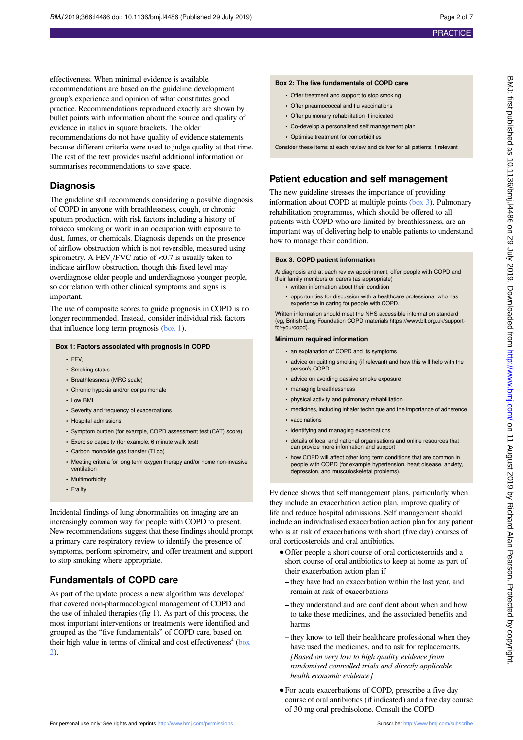effectiveness. When minimal evidence is available, recommendations are based on the guideline development group's experience and opinion of what constitutes good practice. Recommendations reproduced exactly are shown by bullet points with information about the source and quality of evidence in italics in square brackets. The older recommendations do not have quality of evidence statements because different criteria were used to judge quality at that time. The rest of the text provides useful additional information or summarises recommendations to save space.

## Diagnosis

The guideline still recommends considering a possible diagnosis of COPD in anyone with breathlessness, cough, or chronic sputum production, with risk factors including a history of tobacco smoking or work in an occupation with exposure to dust, fumes, or chemicals. Diagnosis depends on the presence of airflow obstruction which is not reversible, measured using spirometry. A $FEV_1$/FVC ratio of <0.7 is usually taken to indicate airflow obstruction, though this fixed level may overdiagnose older people and underdiagnose younger people, so correlation with other clinical symptoms and signs is important.

The use of composite scores to guide prognosis in COPD is no longer recommended. Instead, consider individual risk factors that influence long term prognosis (box 1).

**Box 1: Factors associated with prognosis in COPD**

- $FEV_1$
- Smoking status
- Breathlessness (MRC scale)
- Chronic hypoxia and/or cor pulmonale
- Low BMI
- Severity and frequency of exacerbations
- Hospital admissions
- Symptom burden (for example, COPD assessment test (CAT) score)
- Exercise capacity (for example, 6 minute walk test)
- Carbon monoxide gas transfer (TLco)
- Meeting criteria for long term oxygen therapy and/or home non-invasive ventilation
- Multimorbidity
- Frailty

Incidental findings of lung abnormalities on imaging are an increasingly common way for people with COPD to present. New recommendations suggest that these findings should prompt a primary care respiratory review to identify the presence of symptoms, perform spirometry, and offer treatment and support to stop smoking where appropriate.

## Fundamentals of COPD care

As part of the update process a new algorithm was developed that covered non-pharmacological management of COPD and the use of inhaled therapies (fig 1). As part of this process, the most important interventions or treatments were identified and grouped as the "five fundamentals" of COPD care, based on their high value in terms of clinical and cost effectiveness[4] (box 2).

**Box 2: The five fundamentals of COPD care**

- Offer treatment and support to stop smoking
- Offer pneumococcal and flu vaccinations
- Offer pulmonary rehabilitation if indicated
- Co-develop a personalised self management plan
- Optimise treatment for comorbidities

Consider these items at each review and deliver for all patients if relevant

## Patient education and self management

The new guideline stresses the importance of providing information about COPD at multiple points (box 3). Pulmonary rehabilitation programmes, which should be offered to all patients with COPD who are limited by breathlessness, are an important way of delivering help to enable patients to understand how to manage their condition.

**Box 3: COPD patient information**

At diagnosis and at each review appointment, offer people with COPD and their family members or carers (as appropriate)

- written information about their condition
- opportunities for discussion with a healthcare professional who has experience in caring for people with COPD.

Written information should meet the NHS accessible information standard (eg, British Lung Foundation COPD materials https://www.blf.org.uk/support-for-you/copd).

**Minimum required information**

- an explanation of COPD and its symptoms
- advice on quitting smoking (if relevant) and how this will help with the person's COPD
- advice on avoiding passive smoke exposure
- managing breathlessness
- physical activity and pulmonary rehabilitation
- medicines, including inhaler technique and the importance of adherence
- vaccinations
- identifying and managing exacerbations
- details of local and national organisations and online resources that can provide more information and support
- how COPD will affect other long term conditions that are common in people with COPD (for example hypertension, heart disease, anxiety, depression, and musculoskeletal problems).

Evidence shows that self management plans, particularly when they include an exacerbation action plan, improve quality of life and reduce hospital admissions. Self management should include an individualised exacerbation action plan for any patient who is at risk of exacerbations with short (five day) courses of oral corticosteroids and oral antibiotics.

- Offer people a short course of oral corticosteroids and a short course of oral antibiotics to keep at home as part of their exacerbation action plan if
  - they have had an exacerbation within the last year, and remain at risk of exacerbations
  - they understand and are confident about when and how to take these medicines, and the associated benefits and harms
  - they know to tell their healthcare professional when they have used the medicines, and to ask for replacements. *[Based on very low to high quality evidence from randomised controlled trials and directly applicable health economic evidence]*
- For acute exacerbations of COPD, prescribe a five day course of oral antibiotics (if indicated) and a five day course of 30 mg oral prednisolone. Consult the COPD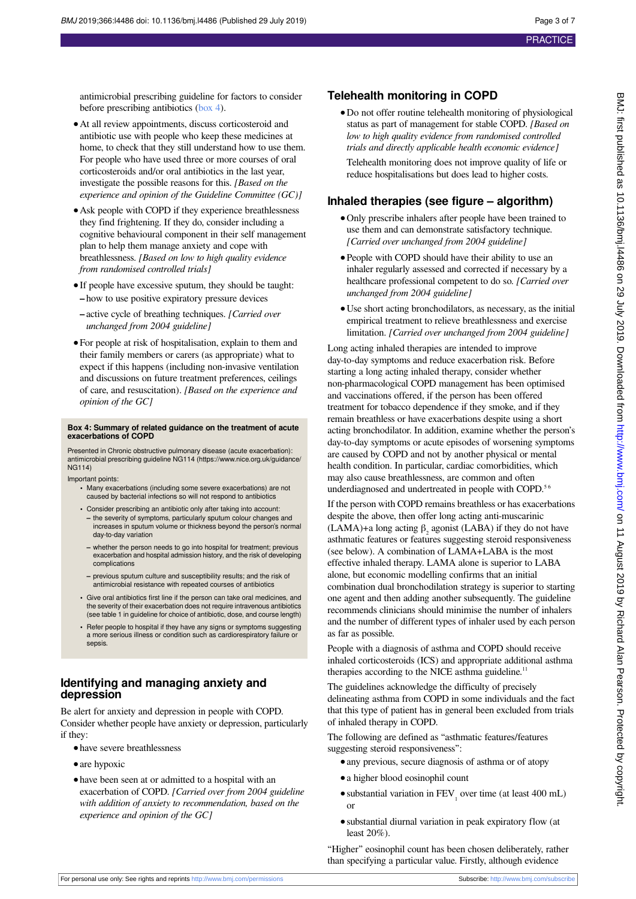antimicrobial prescribing guideline for factors to consider before prescribing antibiotics (box 4).

- At all review appointments, discuss corticosteroid and antibiotic use with people who keep these medicines at home, to check that they still understand how to use them. For people who have used three or more courses of oral corticosteroids and/or oral antibiotics in the last year, investigate the possible reasons for this. *[Based on the experience and opinion of the Guideline Committee (GC)]*
- Ask people with COPD if they experience breathlessness they find frightening. If they do, consider including a cognitive behavioural component in their self management plan to help them manage anxiety and cope with breathlessness. *[Based on low to high quality evidence from randomised controlled trials]*
- If people have excessive sputum, they should be taught:
  - how to use positive expiratory pressure devices
  - active cycle of breathing techniques. *[Carried over unchanged from 2004 guideline]*
- For people at risk of hospitalisation, explain to them and their family members or carers (as appropriate) what to expect if this happens (including non-invasive ventilation and discussions on future treatment preferences, ceilings of care, and resuscitation). *[Based on the experience and opinion of the GC]*

**Box 4: Summary of related guidance on the treatment of acute exacerbations of COPD**

Presented in Chronic obstructive pulmonary disease (acute exacerbation): antimicrobial prescribing guideline NG114 (https://www.nice.org.uk/guidance/NG114)

Important points:

- Many exacerbations (including some severe exacerbations) are not caused by bacterial infections so will not respond to antibiotics
- Consider prescribing an antibiotic only after taking into account:
  - the severity of symptoms, particularly sputum colour changes and increases in sputum volume or thickness beyond the person's normal day-to-day variation
  - whether the person needs to go into hospital for treatment; previous exacerbation and hospital admission history, and the risk of developing complications
  - previous sputum culture and susceptibility results; and the risk of antimicrobial resistance with repeated courses of antibiotics
- Give oral antibiotics first line if the person can take oral medicines, and the severity of their exacerbation does not require intravenous antibiotics (see table 1 in guideline for choice of antibiotic, dose, and course length)
- Refer people to hospital if they have any signs or symptoms suggesting a more serious illness or condition such as cardiorespiratory failure or sepsis.

## Identifying and managing anxiety and depression

Be alert for anxiety and depression in people with COPD. Consider whether people have anxiety or depression, particularly if they:

- have severe breathlessness
- are hypoxic
- have been seen at or admitted to a hospital with an exacerbation of COPD. *[Carried over from 2004 guideline with addition of anxiety to recommendation, based on the experience and opinion of the GC]*

## Telehealth monitoring in COPD

- Do not offer routine telehealth monitoring of physiological status as part of management for stable COPD. *[Based on low to high quality evidence from randomised controlled trials and directly applicable health economic evidence]*

  Telehealth monitoring does not improve quality of life or reduce hospitalisations but does lead to higher costs.

## Inhaled therapies (see figure – algorithm)

- Only prescribe inhalers after people have been trained to use them and can demonstrate satisfactory technique. *[Carried over unchanged from 2004 guideline]*
- People with COPD should have their ability to use an inhaler regularly assessed and corrected if necessary by a healthcare professional competent to do so. *[Carried over unchanged from 2004 guideline]*
- Use short acting bronchodilators, as necessary, as the initial empirical treatment to relieve breathlessness and exercise limitation. *[Carried over unchanged from 2004 guideline]*

Long acting inhaled therapies are intended to improve day-to-day symptoms and reduce exacerbation risk. Before starting a long acting inhaled therapy, consider whether non-pharmacological COPD management has been optimised and vaccinations offered, if the person has been offered treatment for tobacco dependence if they smoke, and if they remain breathless or have exacerbations despite using a short acting bronchodilator. In addition, examine whether the person's day-to-day symptoms or acute episodes of worsening symptoms are caused by COPD and not by another physical or mental health condition. In particular, cardiac comorbidities, which may also cause breathlessness, are common and often underdiagnosed and undertreated in people with COPD.[5,6]

If the person with COPD remains breathless or has exacerbations despite the above, then offer long acting anti-muscarinic (LAMA)+a long acting $\beta_2$ agonist (LABA) if they do not have asthmatic features or features suggesting steroid responsiveness (see below). A combination of LAMA+LABA is the most effective inhaled therapy. LAMA alone is superior to LABA alone, but economic modelling confirms that an initial combination dual bronchodilation strategy is superior to starting one agent and then adding another subsequently. The guideline recommends clinicians should minimise the number of inhalers and the number of different types of inhaler used by each person as far as possible.

People with a diagnosis of asthma and COPD should receive inhaled corticosteroids (ICS) and appropriate additional asthma therapies according to the NICE asthma guideline.[11]

The guidelines acknowledge the difficulty of precisely delineating asthma from COPD in some individuals and the fact that this type of patient has in general been excluded from trials of inhaled therapy in COPD.

The following are defined as "asthmatic features/features suggesting steroid responsiveness":

- any previous, secure diagnosis of asthma or of atopy
- a higher blood eosinophil count
- substantial variation in $FEV_1$ over time (at least 400 mL) or
- substantial diurnal variation in peak expiratory flow (at least 20%).

"Higher" eosinophil count has been chosen deliberately, rather than specifying a particular value. Firstly, although evidence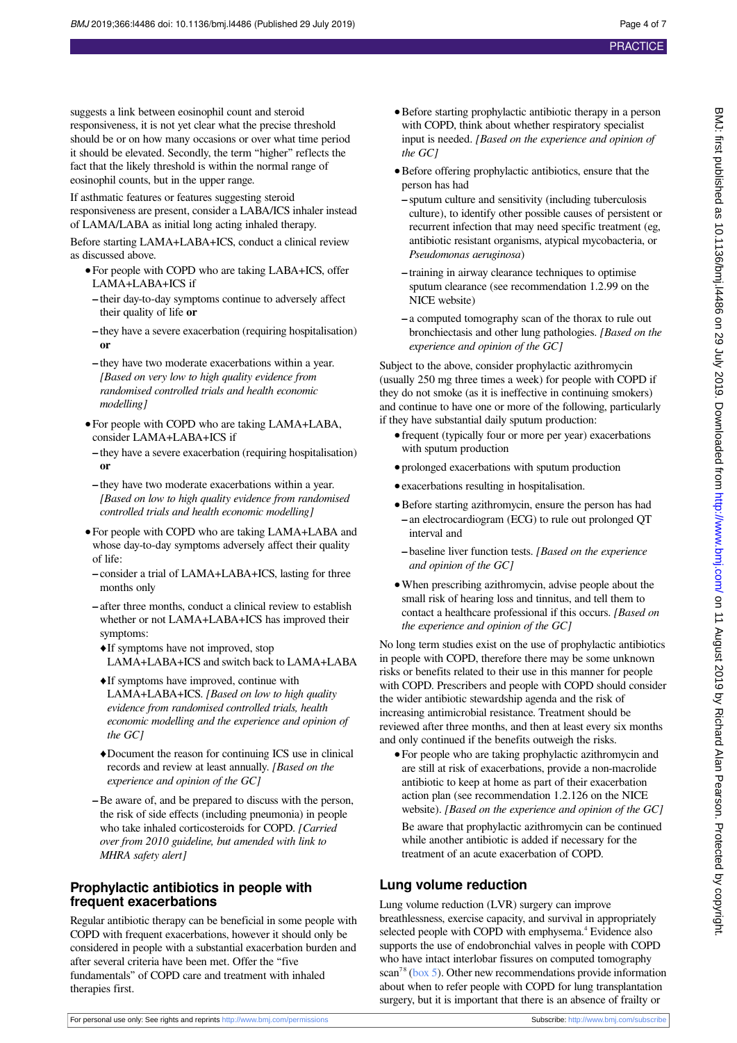suggests a link between eosinophil count and steroid responsiveness, it is not yet clear what the precise threshold should be or on how many occasions or over what time period it should be elevated. Secondly, the term "higher" reflects the fact that the likely threshold is within the normal range of eosinophil counts, but in the upper range.

If asthmatic features or features suggesting steroid responsiveness are present, consider a LABA/ICS inhaler instead of LAMA/LABA as initial long acting inhaled therapy.

Before starting LAMA+LABA+ICS, conduct a clinical review as discussed above.

- For people with COPD who are taking LABA+ICS, offer LAMA+LABA+ICS if
  - their day-to-day symptoms continue to adversely affect their quality of life **or**
  - they have a severe exacerbation (requiring hospitalisation) **or**
  - they have two moderate exacerbations within a year. *[Based on very low to high quality evidence from randomised controlled trials and health economic modelling]*
- For people with COPD who are taking LAMA+LABA, consider LAMA+LABA+ICS if
  - they have a severe exacerbation (requiring hospitalisation) **or**
  - they have two moderate exacerbations within a year. *[Based on low to high quality evidence from randomised controlled trials and health economic modelling]*
- For people with COPD who are taking LAMA+LABA and whose day-to-day symptoms adversely affect their quality of life:
  - consider a trial of LAMA+LABA+ICS, lasting for three months only
  - after three months, conduct a clinical review to establish whether or not LAMA+LABA+ICS has improved their symptoms:
    - If symptoms have not improved, stop LAMA+LABA+ICS and switch back to LAMA+LABA
    - If symptoms have improved, continue with LAMA+LABA+ICS. *[Based on low to high quality evidence from randomised controlled trials, health economic modelling and the experience and opinion of the GC]*
    - Document the reason for continuing ICS use in clinical records and review at least annually. *[Based on the experience and opinion of the GC]*
  - Be aware of, and be prepared to discuss with the person, the risk of side effects (including pneumonia) in people who take inhaled corticosteroids for COPD. *[Carried over from 2010 guideline, but amended with link to MHRA safety alert]*

## Prophylactic antibiotics in people with frequent exacerbations

Regular antibiotic therapy can be beneficial in some people with COPD with frequent exacerbations, however it should only be considered in people with a substantial exacerbation burden and after several criteria have been met. Offer the "five fundamentals" of COPD care and treatment with inhaled therapies first.

- Before starting prophylactic antibiotic therapy in a person with COPD, think about whether respiratory specialist input is needed. *[Based on the experience and opinion of the GC]*
- Before offering prophylactic antibiotics, ensure that the person has had
  - sputum culture and sensitivity (including tuberculosis culture), to identify other possible causes of persistent or recurrent infection that may need specific treatment (eg, antibiotic resistant organisms, atypical mycobacteria, or *Pseudomonas aeruginosa*)
  - training in airway clearance techniques to optimise sputum clearance (see recommendation 1.2.99 on the NICE website)
  - a computed tomography scan of the thorax to rule out bronchiectasis and other lung pathologies. *[Based on the experience and opinion of the GC]*

Subject to the above, consider prophylactic azithromycin (usually 250 mg three times a week) for people with COPD if they do not smoke (as it is ineffective in continuing smokers) and continue to have one or more of the following, particularly if they have substantial daily sputum production:

- frequent (typically four or more per year) exacerbations with sputum production
- prolonged exacerbations with sputum production
- exacerbations resulting in hospitalisation.
- Before starting azithromycin, ensure the person has had
  - an electrocardiogram (ECG) to rule out prolonged QT interval and
  - baseline liver function tests. *[Based on the experience and opinion of the GC]*
- When prescribing azithromycin, advise people about the small risk of hearing loss and tinnitus, and tell them to contact a healthcare professional if this occurs. *[Based on the experience and opinion of the GC]*

No long term studies exist on the use of prophylactic antibiotics in people with COPD, therefore there may be some unknown risks or benefits related to their use in this manner for people with COPD. Prescribers and people with COPD should consider the wider antibiotic stewardship agenda and the risk of increasing antimicrobial resistance. Treatment should be reviewed after three months, and then at least every six months and only continued if the benefits outweigh the risks.

- For people who are taking prophylactic azithromycin and are still at risk of exacerbations, provide a non-macrolide antibiotic to keep at home as part of their exacerbation action plan (see recommendation 1.2.126 on the NICE website). *[Based on the experience and opinion of the GC]*

  Be aware that prophylactic azithromycin can be continued while another antibiotic is added if necessary for the treatment of an acute exacerbation of COPD.

## Lung volume reduction

Lung volume reduction (LVR) surgery can improve breathlessness, exercise capacity, and survival in appropriately selected people with COPD with emphysema.[4] Evidence also supports the use of endobronchial valves in people with COPD who have intact interlobar fissures on computed tomography scan[7,8] (box 5). Other new recommendations provide information about when to refer people with COPD for lung transplantation surgery, but it is important that there is an absence of frailty or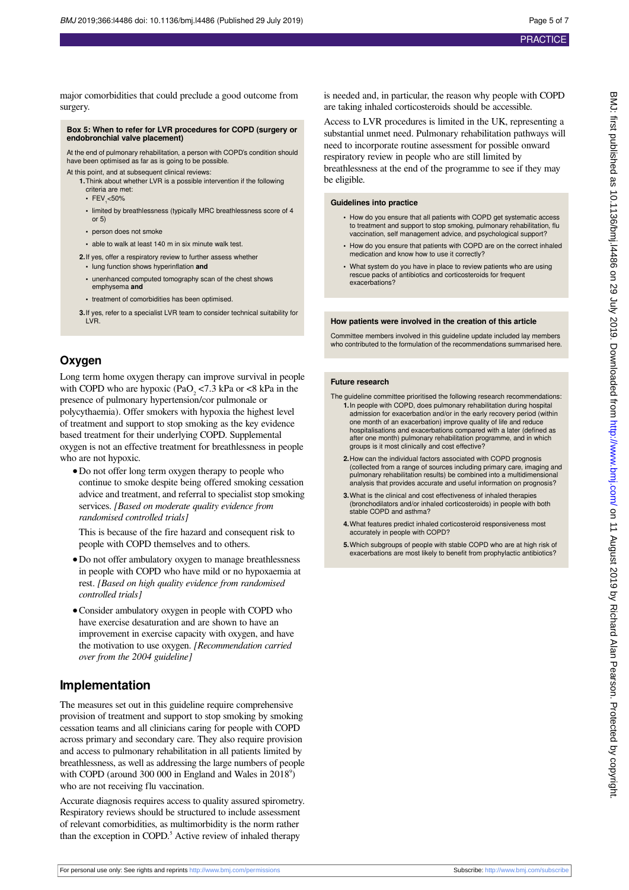major comorbidities that could preclude a good outcome from surgery.

**Box 5: When to refer for LVR procedures for COPD (surgery or endobronchial valve placement)**

At the end of pulmonary rehabilitation, a person with COPD's condition should have been optimised as far as is going to be possible.

At this point, and at subsequent clinical reviews:

1. Think about whether LVR is a possible intervention if the following criteria are met:
   - $FEV_1$ <50%
   - limited by breathlessness (typically MRC breathlessness score of 4 or 5)
   - person does not smoke
   - able to walk at least 140 m in six minute walk test.
2. If yes, offer a respiratory review to further assess whether
   - lung function shows hyperinflation **and**
   - unenhanced computed tomography scan of the chest shows emphysema **and**
   - treatment of comorbidities has been optimised.
3. If yes, refer to a specialist LVR team to consider technical suitability for LVR.

## Oxygen

Long term home oxygen therapy can improve survival in people with COPD who are hypoxic ($PaO_2$ <7.3 kPa or <8 kPa in the presence of pulmonary hypertension/cor pulmonale or polycythaemia). Offer smokers with hypoxia the highest level of treatment and support to stop smoking as the key evidence based treatment for their underlying COPD. Supplemental oxygen is not an effective treatment for breathlessness in people who are not hypoxic.

- Do not offer long term oxygen therapy to people who continue to smoke despite being offered smoking cessation advice and treatment, and referral to specialist stop smoking services. *[Based on moderate quality evidence from randomised controlled trials]*

  This is because of the fire hazard and consequent risk to people with COPD themselves and to others.

- Do not offer ambulatory oxygen to manage breathlessness in people with COPD who have mild or no hypoxaemia at rest. *[Based on high quality evidence from randomised controlled trials]*
- Consider ambulatory oxygen in people with COPD who have exercise desaturation and are shown to have an improvement in exercise capacity with oxygen, and have the motivation to use oxygen. *[Recommendation carried over from the 2004 guideline]*

## Implementation

The measures set out in this guideline require comprehensive provision of treatment and support to stop smoking by smoking cessation teams and all clinicians caring for people with COPD across primary and secondary care. They also require provision and access to pulmonary rehabilitation in all patients limited by breathlessness, as well as addressing the large numbers of people with COPD (around 300 000 in England and Wales in 2018[9]) who are not receiving flu vaccination.

Accurate diagnosis requires access to quality assured spirometry. Respiratory reviews should be structured to include assessment of relevant comorbidities, as multimorbidity is the norm rather than the exception in COPD.[5] Active review of inhaled therapy is needed and, in particular, the reason why people with COPD are taking inhaled corticosteroids should be accessible.

Access to LVR procedures is limited in the UK, representing a substantial unmet need. Pulmonary rehabilitation pathways will need to incorporate routine assessment for possible onward respiratory review in people who are still limited by breathlessness at the end of the programme to see if they may be eligible.

**Guidelines into practice**

- How do you ensure that all patients with COPD get systematic access to treatment and support to stop smoking, pulmonary rehabilitation, flu vaccination, self management advice, and psychological support?
- How do you ensure that patients with COPD are on the correct inhaled medication and know how to use it correctly?
- What system do you have in place to review patients who are using rescue packs of antibiotics and corticosteroids for frequent exacerbations?

**How patients were involved in the creation of this article**

Committee members involved in this guideline update included lay members who contributed to the formulation of the recommendations summarised here.

**Future research**

The guideline committee prioritised the following research recommendations:

1. In people with COPD, does pulmonary rehabilitation during hospital admission for exacerbation and/or in the early recovery period (within one month of an exacerbation) improve quality of life and reduce hospitalisations and exacerbations compared with a later (defined as after one month) pulmonary rehabilitation programme, and in which groups is it most clinically and cost effective?
2. How can the individual factors associated with COPD prognosis (collected from a range of sources including primary care, imaging and pulmonary rehabilitation results) be combined into a multidimensional analysis that provides accurate and useful information on prognosis?
3. What is the clinical and cost effectiveness of inhaled therapies (bronchodilators and/or inhaled corticosteroids) in people with both stable COPD and asthma?
4. What features predict inhaled corticosteroid responsiveness most accurately in people with COPD?
5. Which subgroups of people with stable COPD who are at high risk of exacerbations are most likely to benefit from prophylactic antibiotics?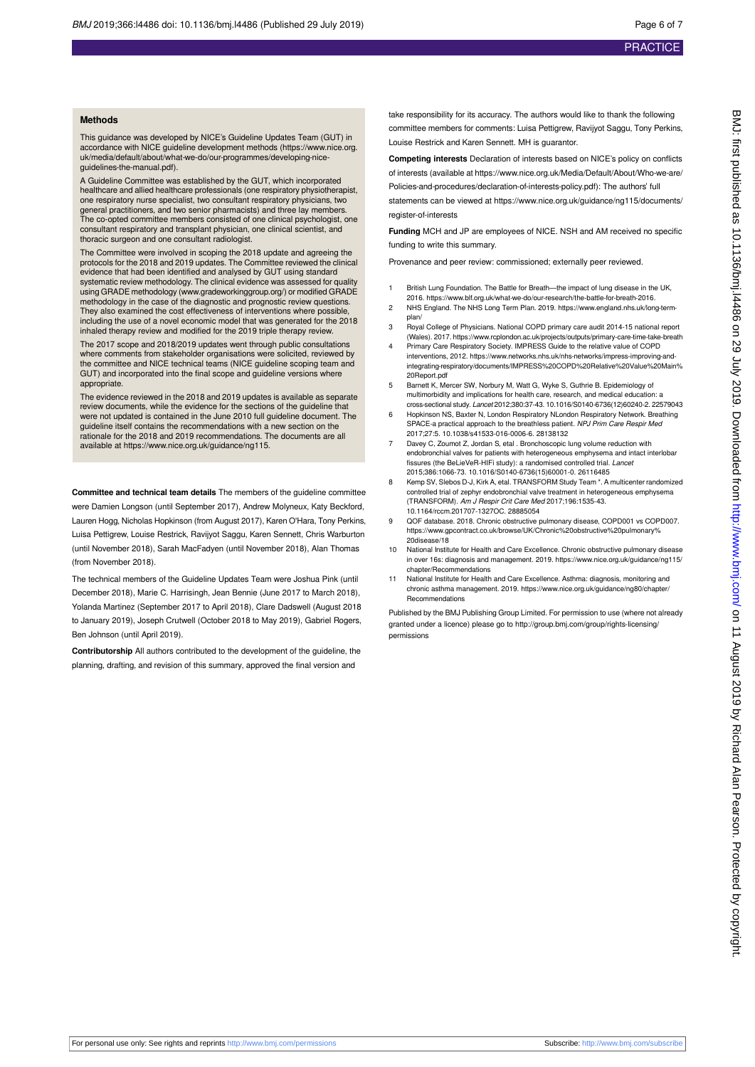### Methods

This guidance was developed by NICE's Guideline Updates Team (GUT) in accordance with NICE guideline development methods (https://www.nice.org.uk/media/default/about/what-we-do/our-programmes/developing-nice-guidelines-the-manual.pdf).

A Guideline Committee was established by the GUT, which incorporated healthcare and allied healthcare professionals (one respiratory physiotherapist, one respiratory nurse specialist, two consultant respiratory physicians, two general practitioners, and two senior pharmacists) and three lay members. The co-opted committee members consisted of one clinical psychologist, one consultant respiratory and transplant physician, one clinical scientist, and thoracic surgeon and one consultant radiologist.

The Committee were involved in scoping the 2018 update and agreeing the protocols for the 2018 and 2019 updates. The Committee reviewed the clinical evidence that had been identified and analysed by GUT using standard systematic review methodology. The clinical evidence was assessed for quality using GRADE methodology (www.gradeworkinggroup.org/) or modified GRADE methodology in the case of the diagnostic and prognostic review questions. They also examined the cost effectiveness of interventions where possible, including the use of a novel economic model that was generated for the 2018 inhaled therapy review and modified for the 2019 triple therapy review.

The 2017 scope and 2018/2019 updates went through public consultations where comments from stakeholder organisations were solicited, reviewed by the committee and NICE technical teams (NICE guideline scoping team and GUT) and incorporated into the final scope and guideline versions where appropriate.

The evidence reviewed in the 2018 and 2019 updates is available as separate review documents, while the evidence for the sections of the guideline that were not updated is contained in the June 2010 full guideline document. The guideline itself contains the recommendations with a new section on the rationale for the 2018 and 2019 recommendations. The documents are all available at https://www.nice.org.uk/guidance/ng115.

**Committee and technical team details** The members of the guideline committee were Damien Longson (until September 2017), Andrew Molyneux, Katy Beckford, Lauren Hogg, Nicholas Hopkinson (from August 2017), Karen O'Hara, Tony Perkins, Luisa Pettigrew, Louise Restrick, Ravijyot Saggu, Karen Sennett, Chris Warburton (until November 2018), Sarah MacFadyen (until November 2018), Alan Thomas (from November 2018).

The technical members of the Guideline Updates Team were Joshua Pink (until December 2018), Marie C. Harrisingh, Jean Bennie (June 2017 to March 2018), Yolanda Martinez (September 2017 to April 2018), Clare Dadswell (August 2018 to January 2019), Joseph Crutwell (October 2018 to May 2019), Gabriel Rogers, Ben Johnson (until April 2019).

**Contributorship** All authors contributed to the development of the guideline, the planning, drafting, and revision of this summary, approved the final version and take responsibility for its accuracy. The authors would like to thank the following committee members for comments: Luisa Pettigrew, Ravijyot Saggu, Tony Perkins, Louise Restrick and Karen Sennett. MH is guarantor.

**Competing interests** Declaration of interests based on NICE's policy on conflicts of interests (available at https://www.nice.org.uk/Media/Default/About/Who-we-are/Policies-and-procedures/declaration-of-interests-policy.pdf): The authors' full statements can be viewed at https://www.nice.org.uk/guidance/ng115/documents/register-of-interests

**Funding** MCH and JP are employees of NICE. NSH and AM received no specific funding to write this summary.

Provenance and peer review: commissioned; externally peer reviewed.

1. British Lung Foundation. The Battle for Breath—the impact of lung disease in the UK, 2016. https://www.blf.org.uk/what-we-do/our-research/the-battle-for-breath-2016.
2. NHS England. The NHS Long Term Plan. 2019. https://www.england.nhs.uk/long-term-plan/
3. Royal College of Physicians. National COPD primary care audit 2014-15 national report (Wales). 2017. https://www.rcplondon.ac.uk/projects/outputs/primary-care-time-take-breath
4. Primary Care Respiratory Society. IMPRESS Guide to the relative value of COPD interventions, 2012. https://www.networks.nhs.uk/nhs-networks/impress-improving-and-integrating-respiratory/documents/IMPRESS%20COPD%20Relative%20Value%20Main%20Report.pdf
5. Barnett K, Mercer SW, Norbury M, Watt G, Wyke S, Guthrie B. Epidemiology of multimorbidity and implications for health care, research, and medical education: a cross-sectional study. *Lancet* 2012;380:37-43. 10.1016/S0140-6736(12)60240-2. 22579043
6. Hopkinson NS, Baxter N, London Respiratory NLondon Respiratory Network. Breathing SPACE-a practical approach to the breathless patient. *NPJ Prim Care Respir Med* 2017;27:5. 10.1038/s41533-016-0006-6. 28138132
7. Davey C, Zoumot Z, Jordan S, etal . Bronchoscopic lung volume reduction with endobronchial valves for patients with heterogeneous emphysema and intact interlobar fissures (the BeLieVeR-HIFi study): a randomised controlled trial. *Lancet* 2015;386:1066-73. 10.1016/S0140-6736(15)60001-0. 26116485
8. Kemp SV, Slebos D-J, Kirk A, etal. TRANSFORM Study Team *. A multicenter randomized controlled trial of zephyr endobronchial valve treatment in heterogeneous emphysema (TRANSFORM). *Am J Respir Crit Care Med* 2017;196:1535-43. 10.1164/rccm.201707-1327OC. 28885054
9. QOF database. 2018. Chronic obstructive pulmonary disease, COPD001 vs COPD007. https://www.gpcontract.co.uk/browse/UK/Chronic%20obstructive%20pulmonary%20disease/18
10. National Institute for Health and Care Excellence. Chronic obstructive pulmonary disease in over 16s: diagnosis and management. 2019. https://www.nice.org.uk/guidance/ng115/chapter/Recommendations
11. National Institute for Health and Care Excellence. Asthma: diagnosis, monitoring and chronic asthma management. 2019. https://www.nice.org.uk/guidance/ng80/chapter/Recommendations

Published by the BMJ Publishing Group Limited. For permission to use (where not already granted under a licence) please go to http://group.bmj.com/group/rights-licensing/permissions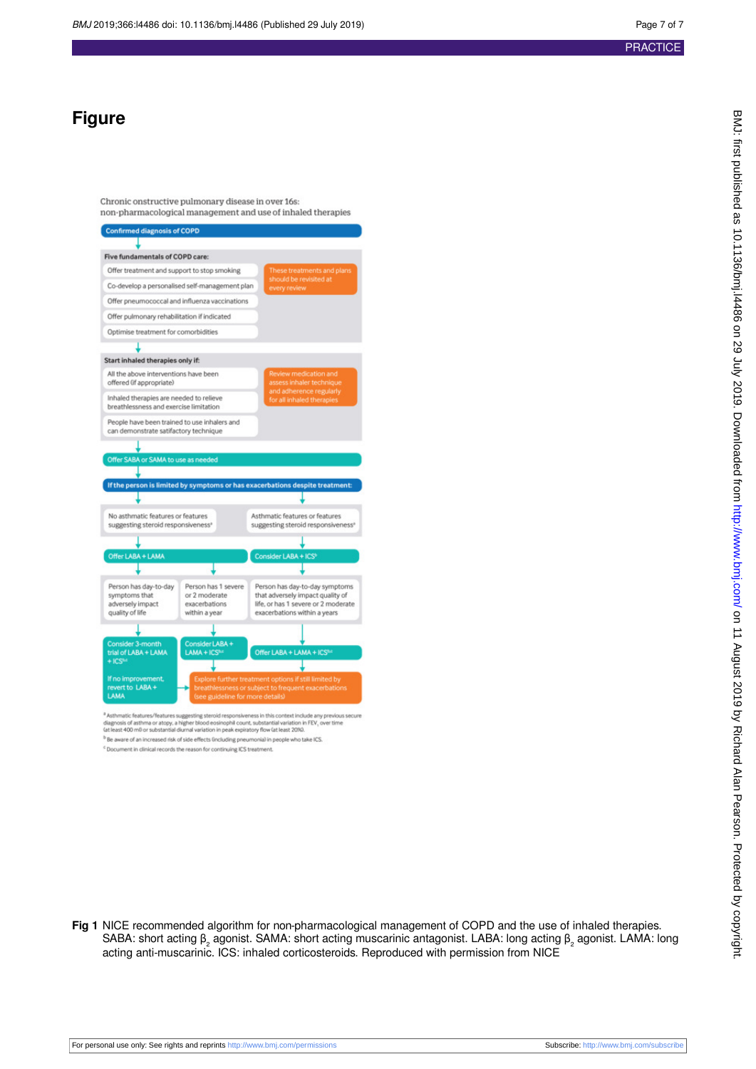# Figure

Chronic onstructive pulmonary disease in over 16s:
non-pharmacological management and use of inhaled therapies

Confirmed diagnosis of COPD

Five fundamentals of COPD care:

Offer treatment and support to stop smoking

Co-develop a personalised self-management plan

Offer pneumococcal and influenza vaccinations

Offer pulmonary rehabilitation if indicated

Optimise treatment for comorbidities

These treatments and plans should be revisited at every review

Start inhaled therapies only if:

All the above interventions have been offered (if appropriate)

Inhaled therapies are needed to relieve breathlessness and exercise limitation

People have been trained to use inhalers and can demonstrate satifactory technique

Review medication and assess inhaler technique and adherence regularly for all inhaled therapies

Offer SABA or SAMA to use as needed

If the person is limited by symptoms or has exacerbations despite treatment:

No asthmatic features or features suggesting steroid responsiveness[a]

Asthmatic features or features suggesting steroid responsiveness[a]

Offer LABA + LAMA

Consider LABA + ICS[b]

Person has day-to-day symptoms that adversely impact quality of life

Person has 1 severe or 2 moderate exacerbations within a year

Person has day-to-day symptoms that adversely impact quality of life, or has 1 severe or 2 moderate exacerbations within a years

Consider 3-month trial of LABA + LAMA + ICS[b,c]

If no improvement, revert to LABA + LAMA

Consider LABA + LAMA + ICS[b,c]

Offer LABA + LAMA + ICS[b,c]

Explore further treatment options if still limited by breathlessness or subject to frequent exacerbations (see guideline for more details)

[a] Asthmatic features/features suggesting steroid responsiveness in this context include any previous secure diagnosis of asthma or atopy, a higher blood eosinophil count, substantial variation in $FEV_1$ over time (at least 400 ml) or substantial diurnal variation in peak expiratory flow (at least 20%).

[b] Be aware of an increased risk of side effects (including pneumonia) in people who take ICS.

[c] Document in clinical records the reason for continuing ICS treatment.

**Fig 1** NICE recommended algorithm for non-pharmacological management of COPD and the use of inhaled therapies. SABA: short acting $\beta_2$ agonist. SAMA: short acting muscarinic antagonist. LABA: long acting $\beta_2$ agonist. LAMA: long acting anti-muscarinic. ICS: inhaled corticosteroids. Reproduced with permission from NICE